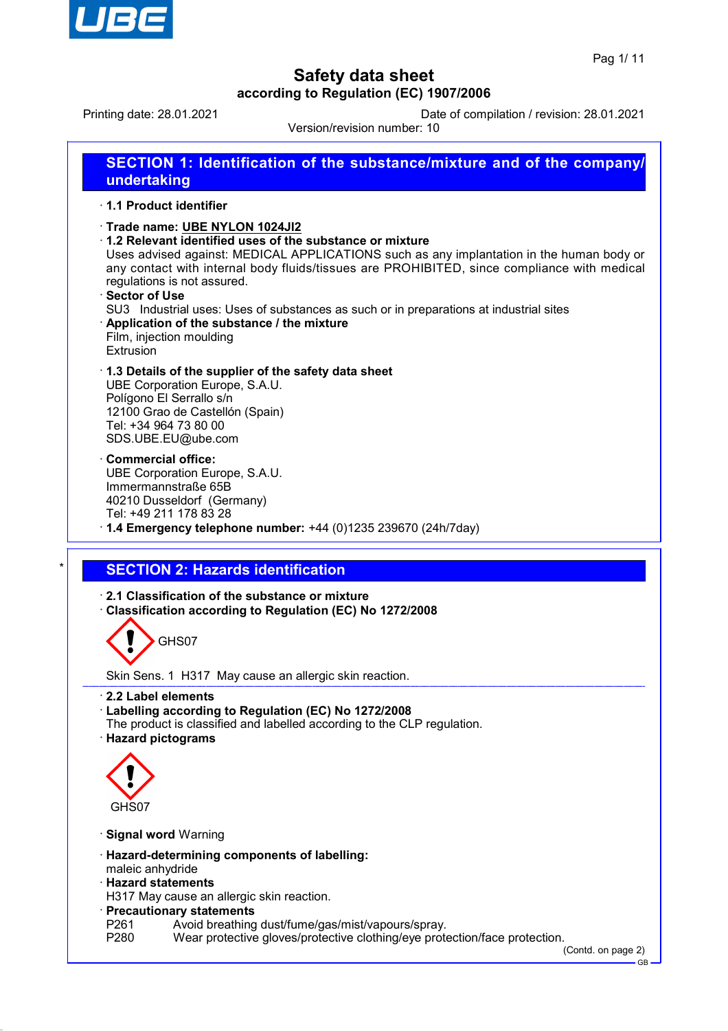# Safety data sheet

**according to Regulation (EC) 1907/2006**

Printing date: 28.01.2021 | Date of compilation / revision: 28.01.2021

Version/revision number: 10

## SECTION 1: Identification of the substance/mixture and of the company/undertaking

· **1.1 Product identifier**

· **Trade name: UBE NYLON 1024JI2**

· **1.2 Relevant identified uses of the substance or mixture**

Uses advised against: MEDICAL APPLICATIONS such as any implantation in the human body or any contact with internal body fluids/tissues are PROHIBITED, since compliance with medical regulations is not assured.

· **Sector of Use**

SU3 Industrial uses: Uses of substances as such or in preparations at industrial sites

· **Application of the substance / the mixture**

Film, injection moulding
Extrusion

· **1.3 Details of the supplier of the safety data sheet**

UBE Corporation Europe, S.A.U.
Polígono El Serrallo s/n
12100 Grao de Castellón (Spain)
Tel: +34 964 73 80 00
SDS.UBE.EU@ube.com

· **Commercial office:**

UBE Corporation Europe, S.A.U.
Immermannstraße 65B
40210 Dusseldorf (Germany)
Tel: +49 211 178 83 28

· **1.4 Emergency telephone number:** +44 (0)1235 239670 (24h/7day)

## SECTION 2: Hazards identification

· **2.1 Classification of the substance or mixture**

· **Classification according to Regulation (EC) No 1272/2008**

GHS07

Skin Sens. 1 H317 May cause an allergic skin reaction.

· **2.2 Label elements**

· **Labelling according to Regulation (EC) No 1272/2008**

The product is classified and labelled according to the CLP regulation.

· **Hazard pictograms**

GHS07

· **Signal word** Warning

· **Hazard-determining components of labelling:**

maleic anhydride

· **Hazard statements**

H317 May cause an allergic skin reaction.

· **Precautionary statements**

P261 Avoid breathing dust/fume/gas/mist/vapours/spray.
P280 Wear protective gloves/protective clothing/eye protection/face protection.

(Contd. on page 2)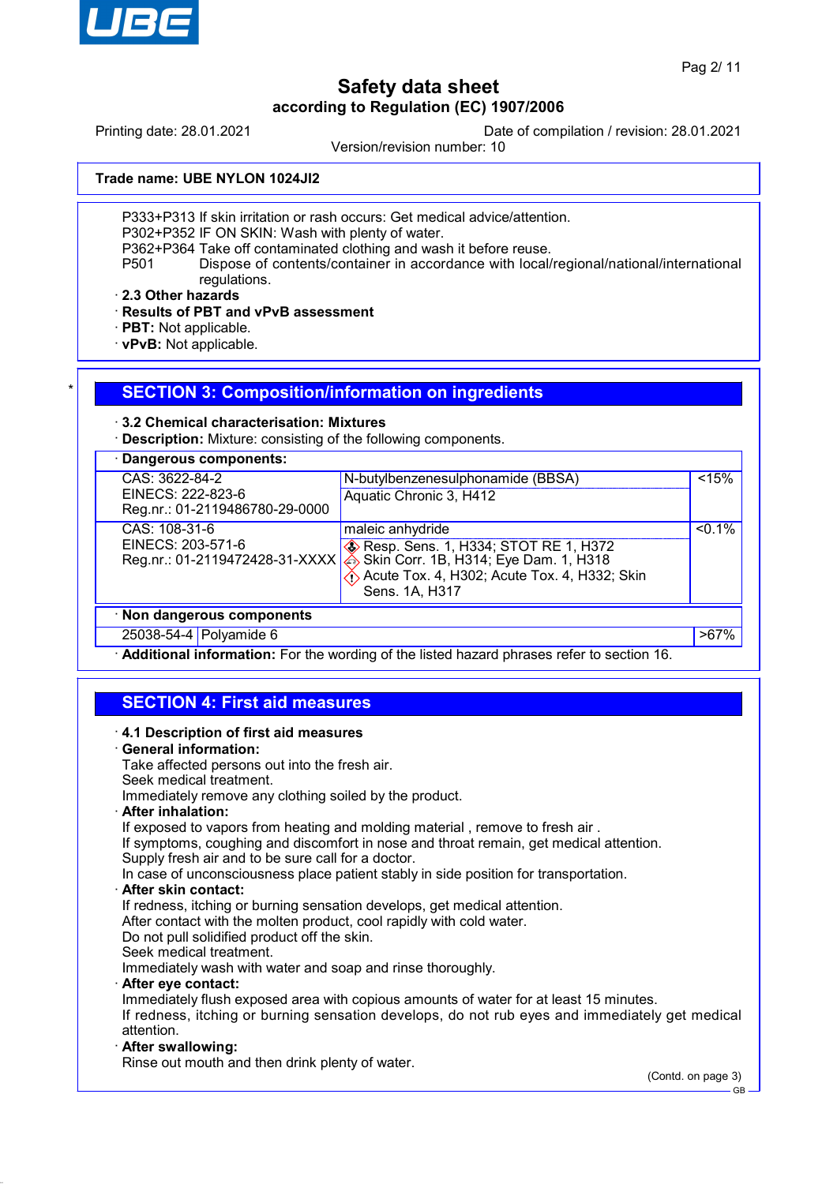Trade name: UBE NYLON 1024JI2

P333+P313 If skin irritation or rash occurs: Get medical advice/attention.
P302+P352 IF ON SKIN: Wash with plenty of water.
P362+P364 Take off contaminated clothing and wash it before reuse.
P501 Dispose of contents/container in accordance with local/regional/national/international regulations.

· **2.3 Other hazards**
· **Results of PBT and vPvB assessment**
· **PBT:** Not applicable.
· **vPvB:** Not applicable.

## SECTION 3: Composition/information on ingredients

· **3.2 Chemical characterisation: Mixtures**
· **Description:** Mixture: consisting of the following components.

| · **Dangerous components:** | | |
|---|---|---|
| CAS: 3622-84-2<br>EINECS: 222-823-6<br>Reg.nr.: 01-2119486780-29-0000 | N-butylbenzenesulphonamide (BBSA)<br>Aquatic Chronic 3, H412 | <15% |
| CAS: 108-31-6<br>EINECS: 203-571-6<br>Reg.nr.: 01-2119472428-31-XXXX | maleic anhydride<br>Resp. Sens. 1, H334; STOT RE 1, H372<br>Skin Corr. 1B, H314; Eye Dam. 1, H318<br>Acute Tox. 4, H302; Acute Tox. 4, H332; Skin Sens. 1A, H317 | <0.1% |

| · **Non dangerous components** | | |
|---|---|---|
| 25038-54-4 | Polyamide 6 | >67% |

· **Additional information:** For the wording of the listed hazard phrases refer to section 16.

## SECTION 4: First aid measures

· **4.1 Description of first aid measures**
· **General information:**
Take affected persons out into the fresh air.
Seek medical treatment.
Immediately remove any clothing soiled by the product.
· **After inhalation:**
If exposed to vapors from heating and molding material , remove to fresh air .
If symptoms, coughing and discomfort in nose and throat remain, get medical attention.
Supply fresh air and to be sure call for a doctor.
In case of unconsciousness place patient stably in side position for transportation.
· **After skin contact:**
If redness, itching or burning sensation develops, get medical attention.
After contact with the molten product, cool rapidly with cold water.
Do not pull solidified product off the skin.
Seek medical treatment.
Immediately wash with water and soap and rinse thoroughly.
· **After eye contact:**
Immediately flush exposed area with copious amounts of water for at least 15 minutes.
If redness, itching or burning sensation develops, do not rub eyes and immediately get medical attention.
· **After swallowing:**
Rinse out mouth and then drink plenty of water.

(Contd. on page 3)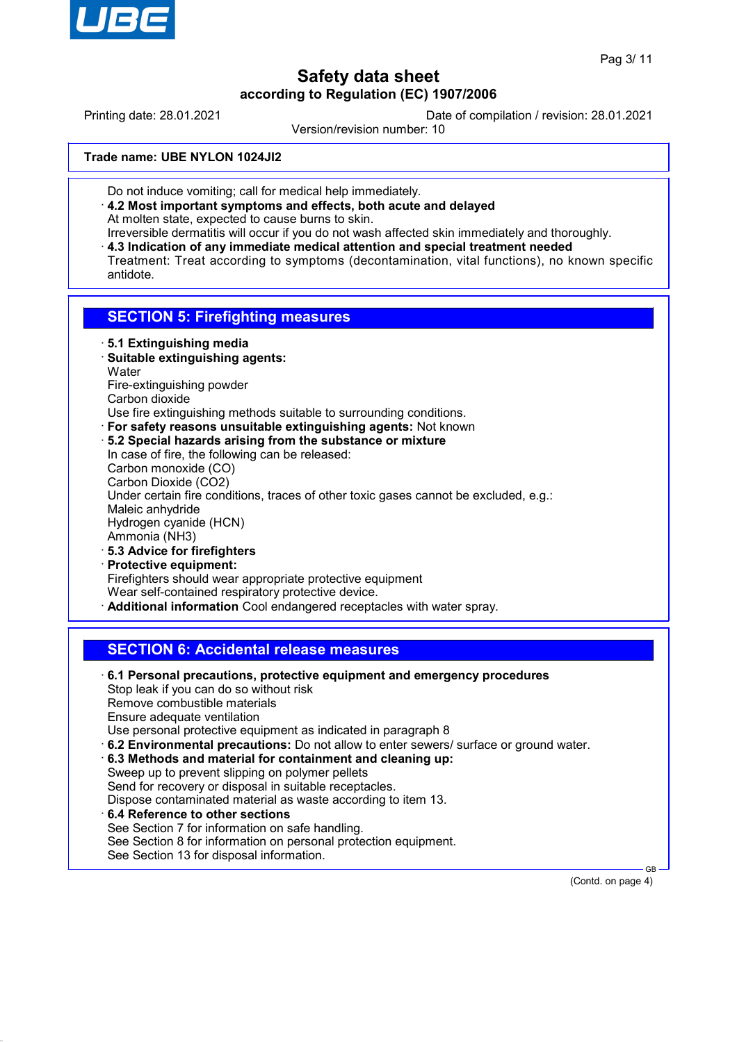Trade name: **UBE NYLON 1024JI2**

Do not induce vomiting; call for medical help immediately.

· **4.2 Most important symptoms and effects, both acute and delayed**
At molten state, expected to cause burns to skin.
Irreversible dermatitis will occur if you do not wash affected skin immediately and thoroughly.

· **4.3 Indication of any immediate medical attention and special treatment needed**
Treatment: Treat according to symptoms (decontamination, vital functions), no known specific antidote.

## SECTION 5: Firefighting measures

· **5.1 Extinguishing media**

· **Suitable extinguishing agents:**
Water
Fire-extinguishing powder
Carbon dioxide
Use fire extinguishing methods suitable to surrounding conditions.

· **For safety reasons unsuitable extinguishing agents:** Not known

· **5.2 Special hazards arising from the substance or mixture**
In case of fire, the following can be released:
Carbon monoxide (CO)
Carbon Dioxide ($CO_2$)
Under certain fire conditions, traces of other toxic gases cannot be excluded, e.g.:
Maleic anhydride
Hydrogen cyanide (HCN)
Ammonia ($NH_3$)

· **5.3 Advice for firefighters**

· **Protective equipment:**
Firefighters should wear appropriate protective equipment
Wear self-contained respiratory protective device.

· **Additional information** Cool endangered receptacles with water spray.

## SECTION 6: Accidental release measures

· **6.1 Personal precautions, protective equipment and emergency procedures**
Stop leak if you can do so without risk
Remove combustible materials
Ensure adequate ventilation
Use personal protective equipment as indicated in paragraph 8

· **6.2 Environmental precautions:** Do not allow to enter sewers/ surface or ground water.

· **6.3 Methods and material for containment and cleaning up:**
Sweep up to prevent slipping on polymer pellets
Send for recovery or disposal in suitable receptacles.
Dispose contaminated material as waste according to item 13.

· **6.4 Reference to other sections**
See Section 7 for information on safe handling.
See Section 8 for information on personal protection equipment.
See Section 13 for disposal information.

(Contd. on page 4)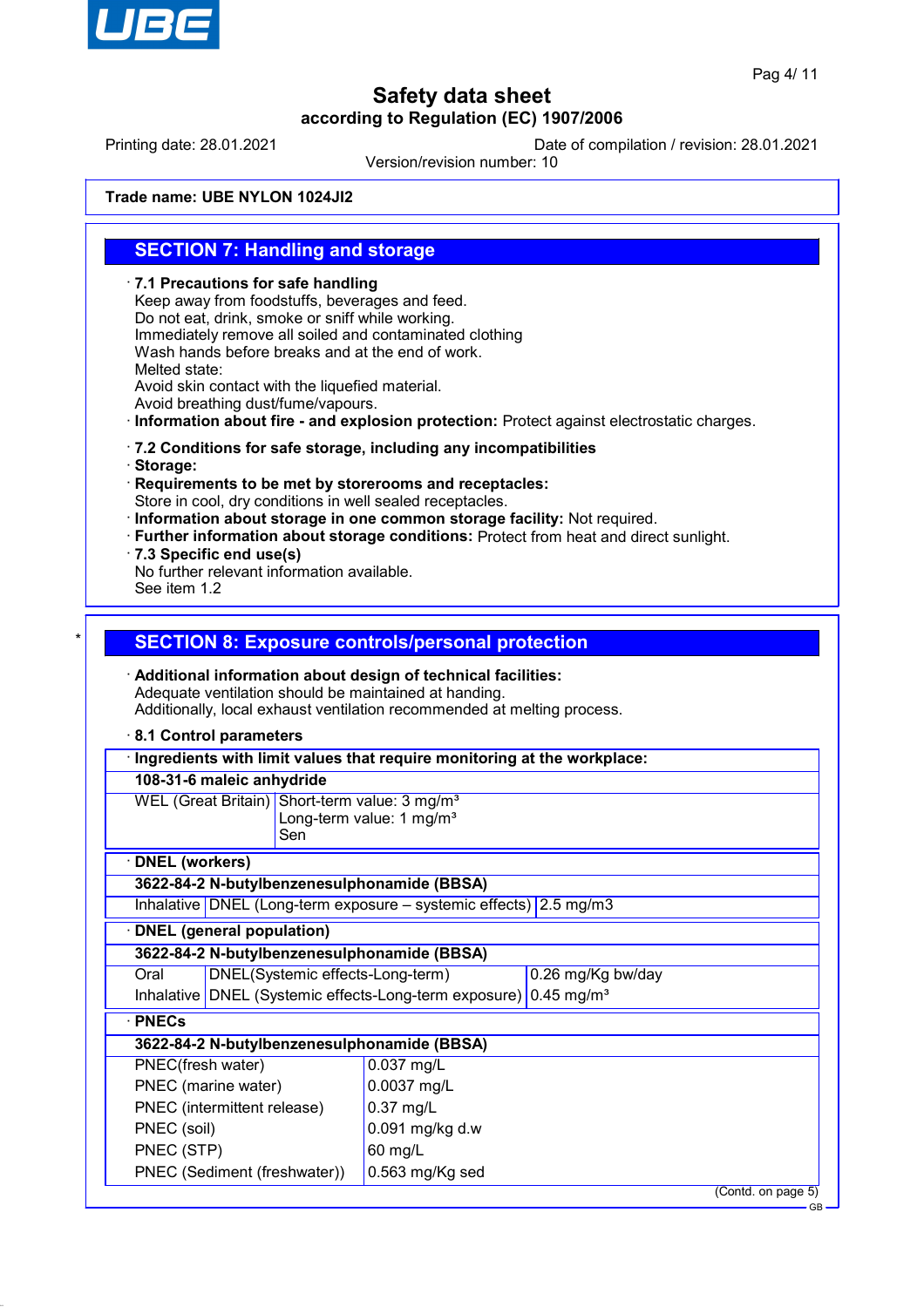# Safety data sheet

**according to Regulation (EC) 1907/2006**

Printing date: 28.01.2021 | Date of compilation / revision: 28.01.2021

Version/revision number: 10

**Trade name: UBE NYLON 1024JI2**

## SECTION 7: Handling and storage

· **7.1 Precautions for safe handling**
Keep away from foodstuffs, beverages and feed.
Do not eat, drink, smoke or sniff while working.
Immediately remove all soiled and contaminated clothing
Wash hands before breaks and at the end of work.
Melted state:
Avoid skin contact with the liquefied material.
Avoid breathing dust/fume/vapours.
· **Information about fire - and explosion protection:** Protect against electrostatic charges.

· **7.2 Conditions for safe storage, including any incompatibilities**
· **Storage:**
· **Requirements to be met by storerooms and receptacles:**
Store in cool, dry conditions in well sealed receptacles.
· **Information about storage in one common storage facility:** Not required.
· **Further information about storage conditions:** Protect from heat and direct sunlight.
· **7.3 Specific end use(s)**
No further relevant information available.
See item 1.2

## SECTION 8: Exposure controls/personal protection

· **Additional information about design of technical facilities:**
Adequate ventilation should be maintained at handing.
Additionally, local exhaust ventilation recommended at melting process.

· **8.1 Control parameters**

| · **Ingredients with limit values that require monitoring at the workplace:** | |
|---|---|
| **108-31-6 maleic anhydride** | |
| WEL (Great Britain) | Short-term value: 3 mg/m³<br>Long-term value: 1 mg/m³<br>Sen |

| · **DNEL (workers)** | | |
|---|---|---|
| **3622-84-2 N-butylbenzenesulphonamide (BBSA)** | | |
| Inhalative | DNEL (Long-term exposure – systemic effects) | 2.5 mg/m3 |

| · **DNEL (general population)** | | |
|---|---|---|
| **3622-84-2 N-butylbenzenesulphonamide (BBSA)** | | |
| Oral | DNEL(Systemic effects-Long-term) | 0.26 mg/Kg bw/day |
| Inhalative | DNEL (Systemic effects-Long-term exposure) | 0.45 mg/m³ |

| · **PNECs** | |
|---|---|
| **3622-84-2 N-butylbenzenesulphonamide (BBSA)** | |
| PNEC(fresh water) | 0.037 mg/L |
| PNEC (marine water) | 0.0037 mg/L |
| PNEC (intermittent release) | 0.37 mg/L |
| PNEC (soil) | 0.091 mg/kg d.w |
| PNEC (STP) | 60 mg/L |
| PNEC (Sediment (freshwater)) | 0.563 mg/Kg sed |

(Contd. on page 5)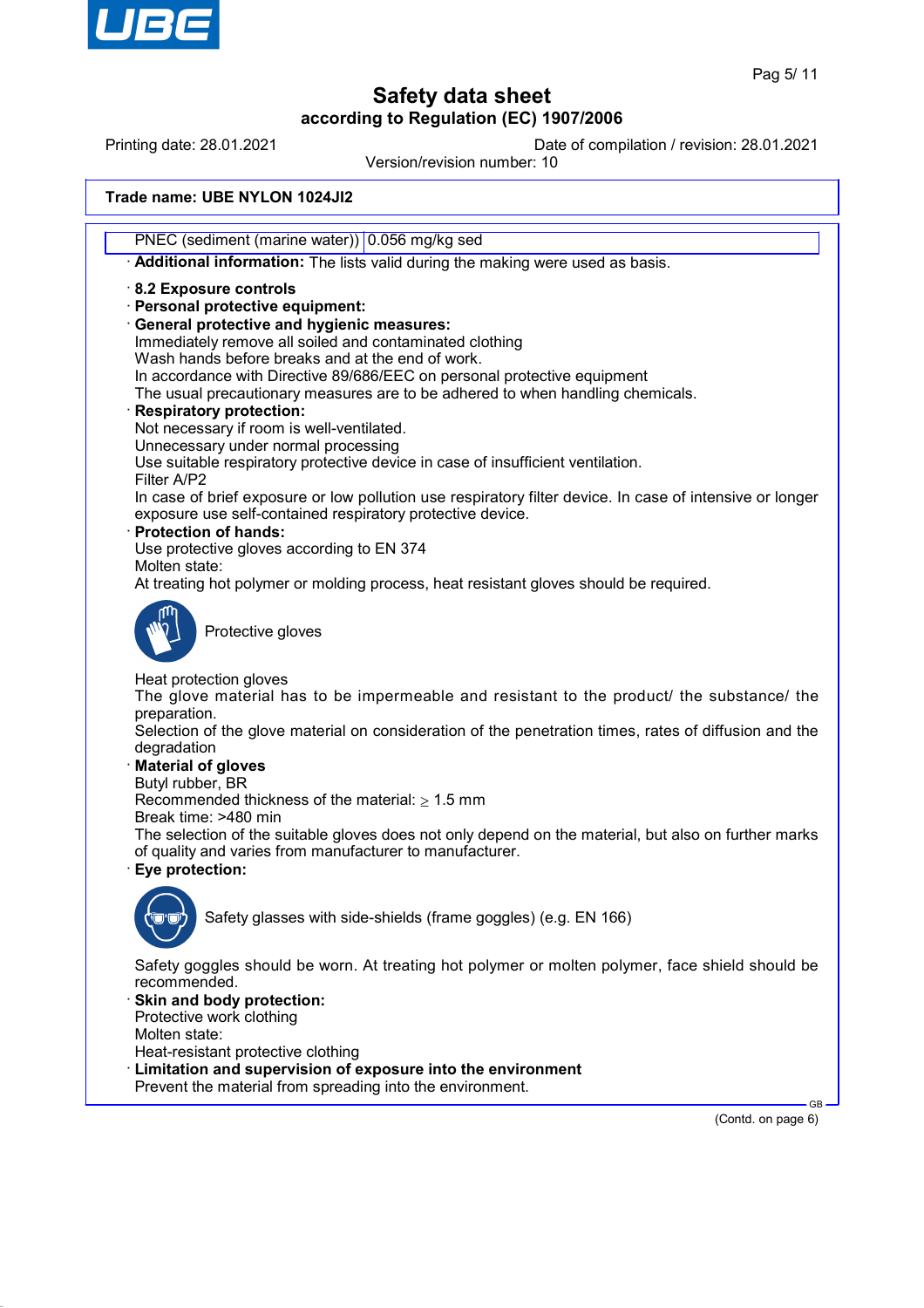**Trade name: UBE NYLON 1024JI2**

| PNEC (sediment (marine water)) | 0.056 mg/kg sed |
|---|---|

· **Additional information:** The lists valid during the making were used as basis.

· **8.2 Exposure controls**
· **Personal protective equipment:**
· **General protective and hygienic measures:**
Immediately remove all soiled and contaminated clothing
Wash hands before breaks and at the end of work.
In accordance with Directive 89/686/EEC on personal protective equipment
The usual precautionary measures are to be adhered to when handling chemicals.
· **Respiratory protection:**
Not necessary if room is well-ventilated.
Unnecessary under normal processing
Use suitable respiratory protective device in case of insufficient ventilation.
Filter A/P2
In case of brief exposure or low pollution use respiratory filter device. In case of intensive or longer exposure use self-contained respiratory protective device.
· **Protection of hands:**
Use protective gloves according to EN 374
Molten state:
At treating hot polymer or molding process, heat resistant gloves should be required.

Protective gloves

Heat protection gloves
The glove material has to be impermeable and resistant to the product/ the substance/ the preparation.
Selection of the glove material on consideration of the penetration times, rates of diffusion and the degradation
· **Material of gloves**
Butyl rubber, BR
Recommended thickness of the material: $\geq$ 1.5 mm
Break time: >480 min
The selection of the suitable gloves does not only depend on the material, but also on further marks of quality and varies from manufacturer to manufacturer.
· **Eye protection:**

Safety glasses with side-shields (frame goggles) (e.g. EN 166)

Safety goggles should be worn. At treating hot polymer or molten polymer, face shield should be recommended.
· **Skin and body protection:**
Protective work clothing
Molten state:
Heat-resistant protective clothing
· **Limitation and supervision of exposure into the environment**
Prevent the material from spreading into the environment.

(Contd. on page 6)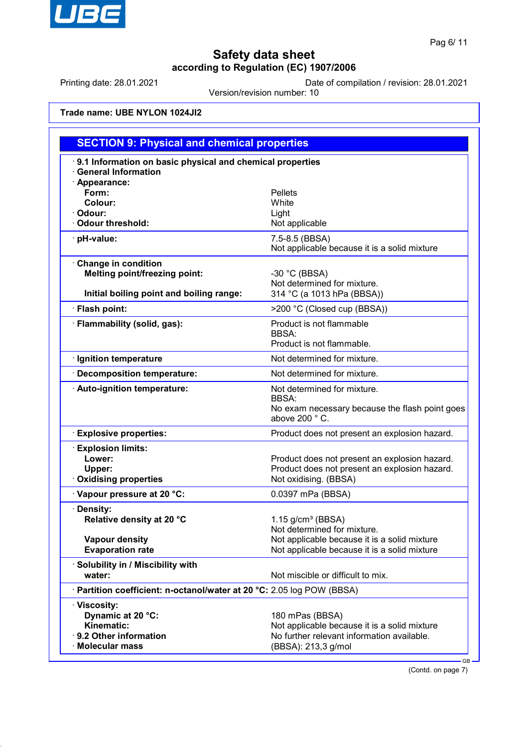# Safety data sheet

**according to Regulation (EC) 1907/2006**

Printing date: 28.01.2021 | Date of compilation / revision: 28.01.2021

Version/revision number: 10

**Trade name: UBE NYLON 1024JI2**

## SECTION 9: Physical and chemical properties

| | |
|---|---|
| **· 9.1 Information on basic physical and chemical properties** | |
| **· General Information** | |
| **· Appearance:** | |
| **Form:** | Pellets |
| **Colour:** | White |
| **· Odour:** | Light |
| **· Odour threshold:** | Not applicable |
| **· pH-value:** | 7.5-8.5 (BBSA)<br>Not applicable because it is a solid mixture |
| **· Change in condition** | |
| **Melting point/freezing point:** | -30 °C (BBSA)<br>Not determined for mixture. |
| **Initial boiling point and boiling range:** | 314 °C (a 1013 hPa (BBSA)) |
| **· Flash point:** | >200 °C (Closed cup (BBSA)) |
| **· Flammability (solid, gas):** | Product is not flammable<br>BBSA:<br>Product is not flammable. |
| **· Ignition temperature** | Not determined for mixture. |
| **· Decomposition temperature:** | Not determined for mixture. |
| **· Auto-ignition temperature:** | Not determined for mixture.<br>BBSA:<br>No exam necessary because the flash point goes above 200 ° C. |
| **· Explosive properties:** | Product does not present an explosion hazard. |
| **· Explosion limits:** | |
| **Lower:** | Product does not present an explosion hazard. |
| **Upper:** | Product does not present an explosion hazard. |
| **· Oxidising properties** | Not oxidising. (BBSA) |
| **· Vapour pressure at 20 °C:** | 0.0397 mPa (BBSA) |
| **· Density:** | |
| **Relative density at 20 °C** | 1.15 g/cm³ (BBSA)<br>Not determined for mixture. |
| **Vapour density** | Not applicable because it is a solid mixture |
| **Evaporation rate** | Not applicable because it is a solid mixture |
| **· Solubility in / Miscibility with** | |
| **water:** | Not miscible or difficult to mix. |
| **· Partition coefficient: n-octanol/water at 20 °C:** | 2.05 log POW (BBSA) |
| **· Viscosity:** | |
| **Dynamic at 20 °C:** | 180 mPas (BBSA) |
| **Kinematic:** | Not applicable because it is a solid mixture |
| **· 9.2 Other information** | No further relevant information available. |
| **· Molecular mass** | (BBSA): 213,3 g/mol |

(Contd. on page 7)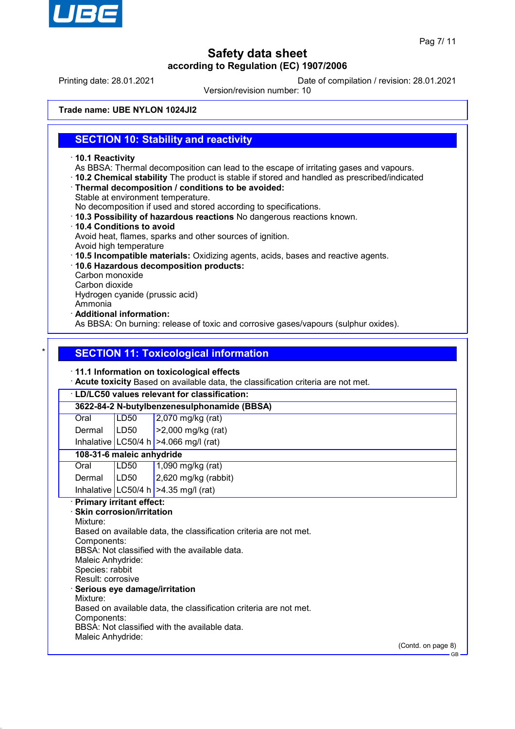**Trade name: UBE NYLON 1024JI2**

## SECTION 10: Stability and reactivity

· **10.1 Reactivity**
As BBSA: Thermal decomposition can lead to the escape of irritating gases and vapours.
· **10.2 Chemical stability** The product is stable if stored and handled as prescribed/indicated
· **Thermal decomposition / conditions to be avoided:**
Stable at environment temperature.
No decomposition if used and stored according to specifications.
· **10.3 Possibility of hazardous reactions** No dangerous reactions known.
· **10.4 Conditions to avoid**
Avoid heat, flames, sparks and other sources of ignition.
Avoid high temperature
· **10.5 Incompatible materials:** Oxidizing agents, acids, bases and reactive agents.
· **10.6 Hazardous decomposition products:**
Carbon monoxide
Carbon dioxide
Hydrogen cyanide (prussic acid)
Ammonia
· **Additional information:**
As BBSA: On burning: release of toxic and corrosive gases/vapours (sulphur oxides).

\*

## SECTION 11: Toxicological information

· **11.1 Information on toxicological effects**
· **Acute toxicity** Based on available data, the classification criteria are not met.

| · **LD/LC50 values relevant for classification:** | | |
|---|---|---|
| **3622-84-2 N-butylbenzenesulphonamide (BBSA)** | | |
| Oral | LD50 | 2,070 mg/kg (rat) |
| Dermal | LD50 | >2,000 mg/kg (rat) |
| Inhalative | LC50/4 h | >4.066 mg/l (rat) |
| **108-31-6 maleic anhydride** | | |
| Oral | LD50 | 1,090 mg/kg (rat) |
| Dermal | LD50 | 2,620 mg/kg (rabbit) |
| Inhalative | LC50/4 h | >4.35 mg/l (rat) |

· **Primary irritant effect:**
· **Skin corrosion/irritation**
Mixture:
Based on available data, the classification criteria are not met.
Components:
BBSA: Not classified with the available data.
Maleic Anhydride:
Species: rabbit
Result: corrosive
· **Serious eye damage/irritation**
Mixture:
Based on available data, the classification criteria are not met.
Components:
BBSA: Not classified with the available data.
Maleic Anhydride:

(Contd. on page 8)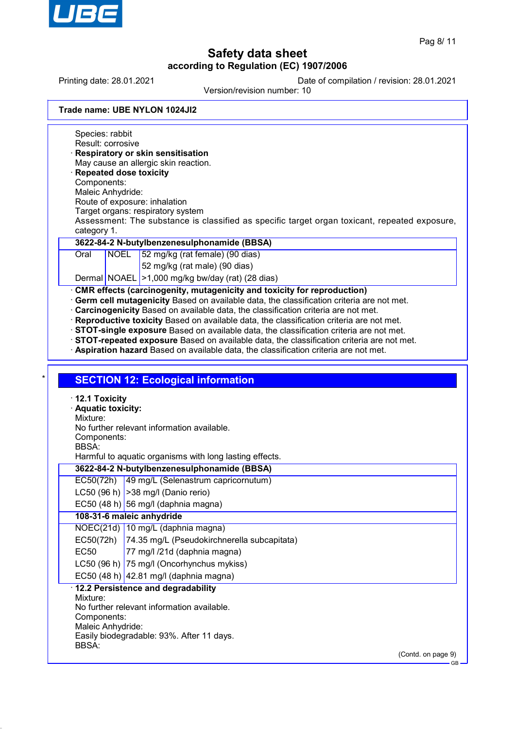Trade name: UBE NYLON 1024JI2

Species: rabbit
Result: corrosive

· **Respiratory or skin sensitisation**
May cause an allergic skin reaction.

· **Repeated dose toxicity**
Components:
Maleic Anhydride:
Route of exposure: inhalation
Target organs: respiratory system
Assessment: The substance is classified as specific target organ toxicant, repeated exposure, category 1.

| **3622-84-2 N-butylbenzenesulphonamide (BBSA)** | | |
|---|---|---|
| Oral | NOEL | 52 mg/kg (rat female) (90 dias) |
| | | 52 mg/kg (rat male) (90 dias) |
| Dermal | NOAEL | >1,000 mg/kg bw/day (rat) (28 dias) |

· **CMR effects (carcinogenity, mutagenicity and toxicity for reproduction)**
· **Germ cell mutagenicity** Based on available data, the classification criteria are not met.
· **Carcinogenicity** Based on available data, the classification criteria are not met.
· **Reproductive toxicity** Based on available data, the classification criteria are not met.
· **STOT-single exposure** Based on available data, the classification criteria are not met.
· **STOT-repeated exposure** Based on available data, the classification criteria are not met.
· **Aspiration hazard** Based on available data, the classification criteria are not met.

## SECTION 12: Ecological information

· **12.1 Toxicity**
· **Aquatic toxicity:**
Mixture:
No further relevant information available.
Components:
BBSA:
Harmful to aquatic organisms with long lasting effects.

| **3622-84-2 N-butylbenzenesulphonamide (BBSA)** | |
|---|---|
| EC50(72h) | 49 mg/L (Selenastrum capricornutum) |
| LC50 (96 h) | >38 mg/l (Danio rerio) |
| EC50 (48 h) | 56 mg/l (daphnia magna) |
| **108-31-6 maleic anhydride** | |
| NOEC(21d) | 10 mg/L (daphnia magna) |
| EC50(72h) | 74.35 mg/L (Pseudokirchnerella subcapitata) |
| EC50 | 77 mg/l /21d (daphnia magna) |
| LC50 (96 h) | 75 mg/l (Oncorhynchus mykiss) |
| EC50 (48 h) | 42.81 mg/l (daphnia magna) |

· **12.2 Persistence and degradability**
Mixture:
No further relevant information available.
Components:
Maleic Anhydride:
Easily biodegradable: 93%. After 11 days.
BBSA:

(Contd. on page 9)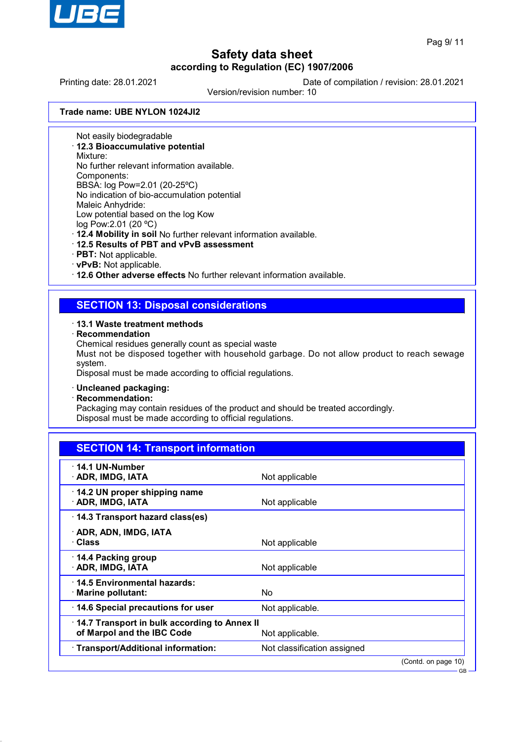Trade name: UBE NYLON 1024JI2

Not easily biodegradable

· **12.3 Bioaccumulative potential**
Mixture:
No further relevant information available.
Components:
BBSA: log Pow=2.01 (20-25ºC)
No indication of bio-accumulation potential
Maleic Anhydride:
Low potential based on the log Kow
log Pow:2.01 (20 ºC)

· **12.4 Mobility in soil** No further relevant information available.

· **12.5 Results of PBT and vPvB assessment**

· **PBT:** Not applicable.

· **vPvB:** Not applicable.

· **12.6 Other adverse effects** No further relevant information available.

## SECTION 13: Disposal considerations

· **13.1 Waste treatment methods**

· **Recommendation**
Chemical residues generally count as special waste
Must not be disposed together with household garbage. Do not allow product to reach sewage system.
Disposal must be made according to official regulations.

· **Uncleaned packaging:**

· **Recommendation:**
Packaging may contain residues of the product and should be treated accordingly.
Disposal must be made according to official regulations.

## SECTION 14: Transport information

| | |
|---|---|
| · **14.1 UN-Number** · **ADR, IMDG, IATA** | Not applicable |
| · **14.2 UN proper shipping name** · **ADR, IMDG, IATA** | Not applicable |
| · **14.3 Transport hazard class(es)** · **ADR, ADN, IMDG, IATA** · **Class** | Not applicable |
| · **14.4 Packing group** · **ADR, IMDG, IATA** | Not applicable |
| · **14.5 Environmental hazards:** · **Marine pollutant:** | No |
| · **14.6 Special precautions for user** | Not applicable. |
| · **14.7 Transport in bulk according to Annex II of Marpol and the IBC Code** | Not applicable. |
| · **Transport/Additional information:** | Not classification assigned |

(Contd. on page 10)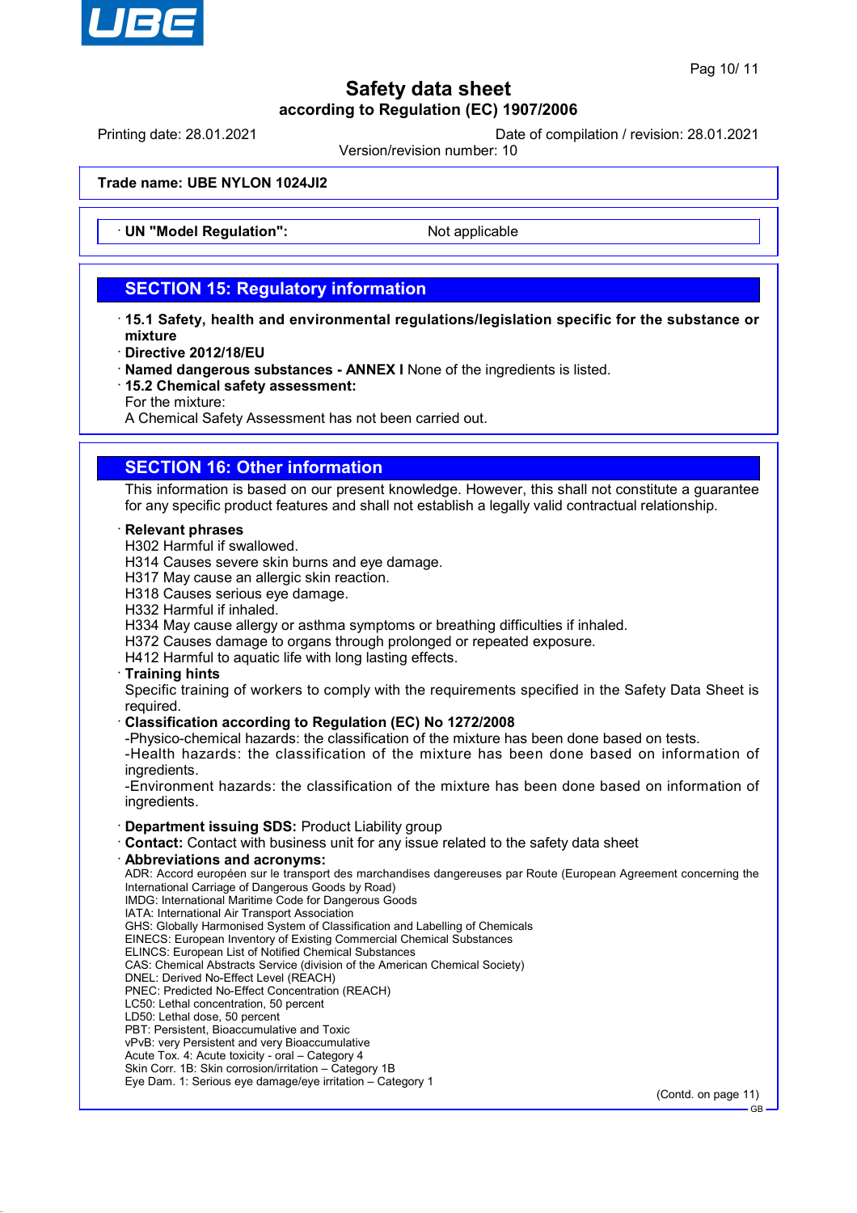**Trade name: UBE NYLON 1024JI2**

| · UN "Model Regulation": | Not applicable |
|---|---|

## SECTION 15: Regulatory information

· **15.1 Safety, health and environmental regulations/legislation specific for the substance or mixture**
· **Directive 2012/18/EU**
· **Named dangerous substances - ANNEX I** None of the ingredients is listed.
· **15.2 Chemical safety assessment:**
For the mixture:
A Chemical Safety Assessment has not been carried out.

## SECTION 16: Other information

This information is based on our present knowledge. However, this shall not constitute a guarantee for any specific product features and shall not establish a legally valid contractual relationship.

· **Relevant phrases**
H302 Harmful if swallowed.
H314 Causes severe skin burns and eye damage.
H317 May cause an allergic skin reaction.
H318 Causes serious eye damage.
H332 Harmful if inhaled.
H334 May cause allergy or asthma symptoms or breathing difficulties if inhaled.
H372 Causes damage to organs through prolonged or repeated exposure.
H412 Harmful to aquatic life with long lasting effects.
· **Training hints**
Specific training of workers to comply with the requirements specified in the Safety Data Sheet is required.
· **Classification according to Regulation (EC) No 1272/2008**
-Physico-chemical hazards: the classification of the mixture has been done based on tests.
-Health hazards: the classification of the mixture has been done based on information of ingredients.
-Environment hazards: the classification of the mixture has been done based on information of ingredients.

· **Department issuing SDS:** Product Liability group
· **Contact:** Contact with business unit for any issue related to the safety data sheet
· **Abbreviations and acronyms:**
ADR: Accord européen sur le transport des marchandises dangereuses par Route (European Agreement concerning the International Carriage of Dangerous Goods by Road)
IMDG: International Maritime Code for Dangerous Goods
IATA: International Air Transport Association
GHS: Globally Harmonised System of Classification and Labelling of Chemicals
EINECS: European Inventory of Existing Commercial Chemical Substances
ELINCS: European List of Notified Chemical Substances
CAS: Chemical Abstracts Service (division of the American Chemical Society)
DNEL: Derived No-Effect Level (REACH)
PNEC: Predicted No-Effect Concentration (REACH)
LC50: Lethal concentration, 50 percent
LD50: Lethal dose, 50 percent
PBT: Persistent, Bioaccumulative and Toxic
vPvB: very Persistent and very Bioaccumulative
Acute Tox. 4: Acute toxicity - oral – Category 4
Skin Corr. 1B: Skin corrosion/irritation – Category 1B
Eye Dam. 1: Serious eye damage/eye irritation – Category 1

(Contd. on page 11)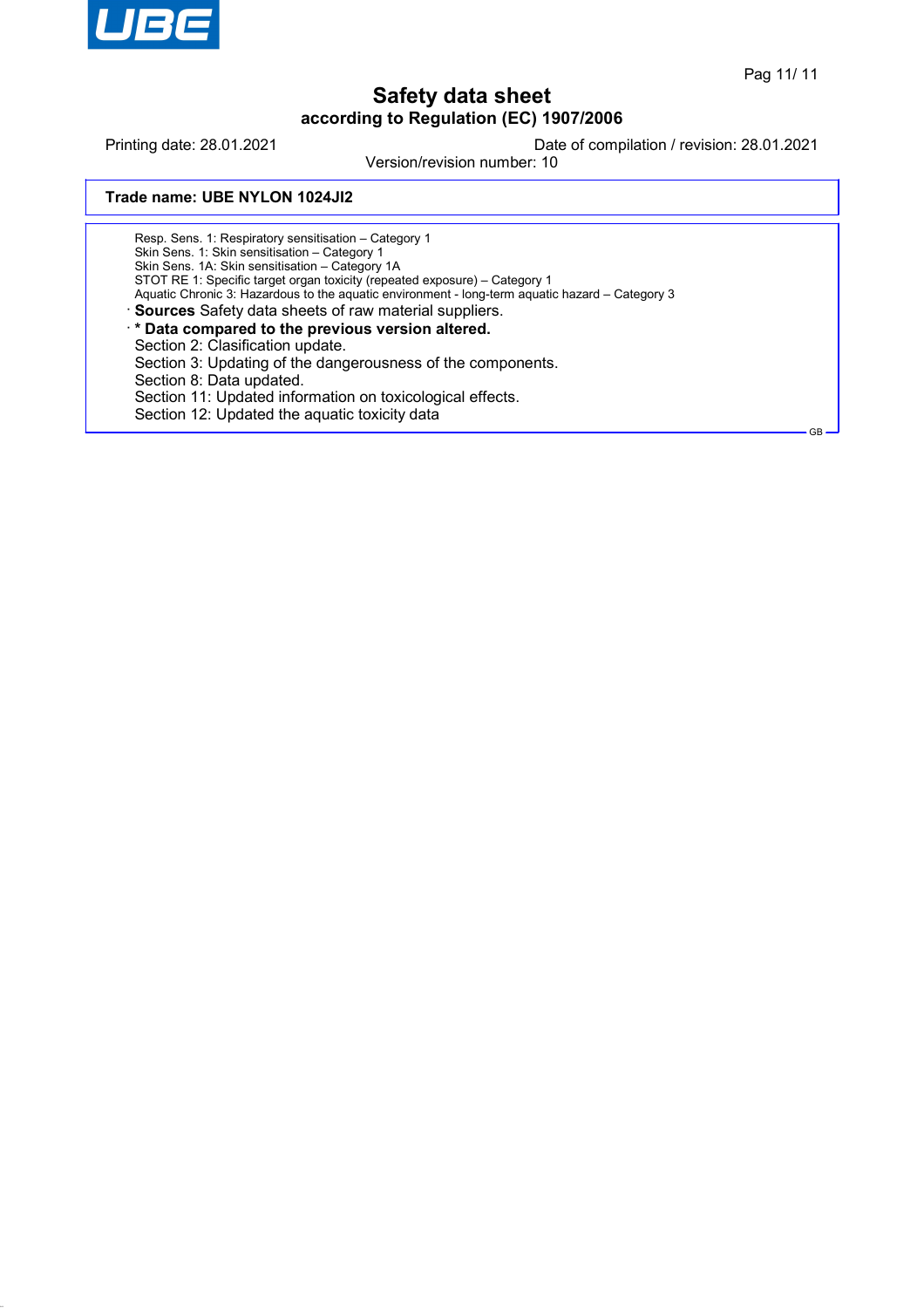Resp. Sens. 1: Respiratory sensitisation – Category 1
Skin Sens. 1: Skin sensitisation – Category 1
Skin Sens. 1A: Skin sensitisation – Category 1A
STOT RE 1: Specific target organ toxicity (repeated exposure) – Category 1
Aquatic Chronic 3: Hazardous to the aquatic environment - long-term aquatic hazard – Category 3

· **Sources** Safety data sheets of raw material suppliers.

· *** Data compared to the previous version altered.**
Section 2: Clasification update.
Section 3: Updating of the dangerousness of the components.
Section 8: Data updated.
Section 11: Updated information on toxicological effects.
Section 12: Updated the aquatic toxicity data